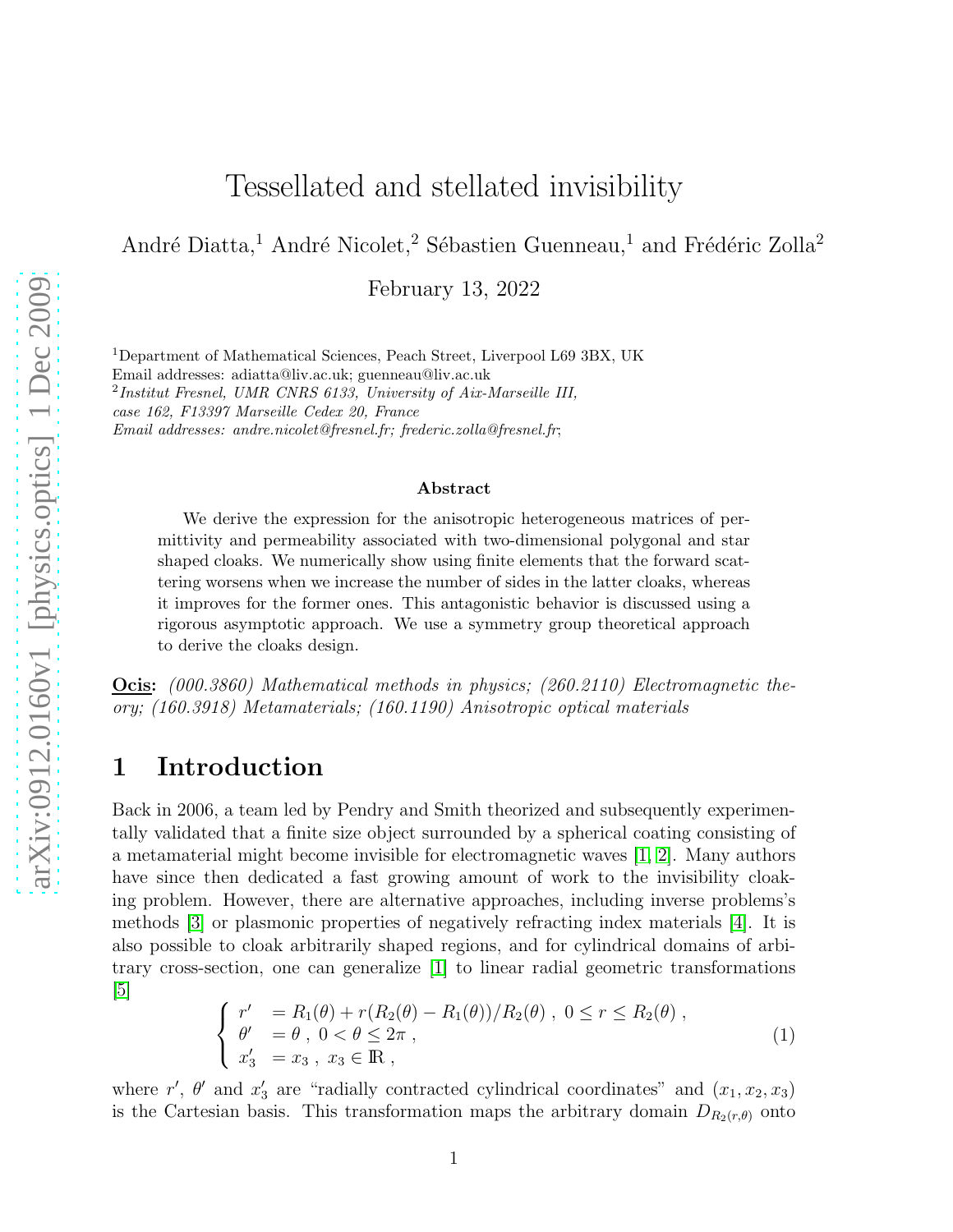# Tessellated and stellated invisibility

André Diatta,[1] André Nicolet,[2] Sébastien Guenneau,[1] and Frédéric Zolla[2]

February 13, 2022

[1]Department of Mathematical Sciences, Peach Street, Liverpool L69 3BX, UK
Email addresses: adiatta@liv.ac.uk; guenneau@liv.ac.uk
[2]*Institut Fresnel, UMR CNRS 6133, University of Aix-Marseille III, case 162, F13397 Marseille Cedex 20, France*
*Email addresses: andre.nicolet@fresnel.fr; frederic.zolla@fresnel.fr*;

### Abstract

We derive the expression for the anisotropic heterogeneous matrices of permittivity and permeability associated with two-dimensional polygonal and star shaped cloaks. We numerically show using finite elements that the forward scattering worsens when we increase the number of sides in the latter cloaks, whereas it improves for the former ones. This antagonistic behavior is discussed using a rigorous asymptotic approach. We use a symmetry group theoretical approach to derive the cloaks design.

**Ocis:** *(000.3860) Mathematical methods in physics; (260.2110) Electromagnetic theory; (160.3918) Metamaterials; (160.1190) Anisotropic optical materials*

## 1 Introduction

Back in 2006, a team led by Pendry and Smith theorized and subsequently experimentally validated that a finite size object surrounded by a spherical coating consisting of a metamaterial might become invisible for electromagnetic waves [1, 2]. Many authors have since then dedicated a fast growing amount of work to the invisibility cloaking problem. However, there are alternative approaches, including inverse problems's methods [3] or plasmonic properties of negatively refracting index materials [4]. It is also possible to cloak arbitrarily shaped regions, and for cylindrical domains of arbitrary cross-section, one can generalize [1] to linear radial geometric transformations [5]

$$\left\{ \begin{array}{ll} r' & = R_1(\theta) + r(R_2(\theta) - R_1(\theta))/R_2(\theta) \; , \; 0 \leq r \leq R_2(\theta) \; , \\ \theta' & = \theta \; , \; 0 < \theta \leq 2\pi \; , \\ x_3' & = x_3 \; , \; x_3 \in \mathbb{R} \; , \end{array} \right. \tag{1}$$

where $r'$, $\theta'$ and $x_3'$ are "radially contracted cylindrical coordinates" and $(x_1, x_2, x_3)$ is the Cartesian basis. This transformation maps the arbitrary domain $D_{R_2(r,\theta)}$ onto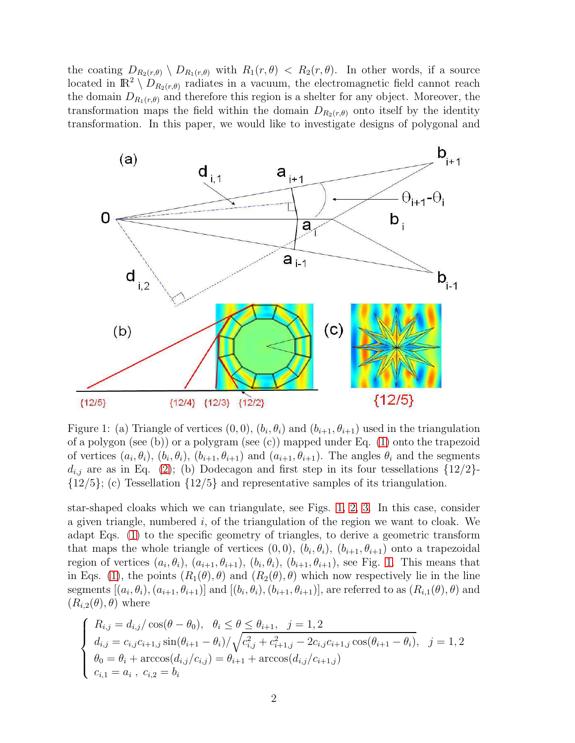the coating $D_{R_2(r,\theta)} \setminus D_{R_1(r,\theta)}$ with $R_1(r,\theta) < R_2(r,\theta)$. In other words, if a source located in $\mathbb{R}^2 \setminus D_{R_2(r,\theta)}$ radiates in a vacuum, the electromagnetic field cannot reach the domain $D_{R_1(r,\theta)}$ and therefore this region is a shelter for any object. Moreover, the transformation maps the field within the domain $D_{R_2(r,\theta)}$ onto itself by the identity transformation. In this paper, we would like to investigate designs of polygonal and

Figure 1: (a) Triangle of vertices $(0,0)$, $(b_i,\theta_i)$ and $(b_{i+1},\theta_{i+1})$ used in the triangulation of a polygon (see (b)) or a polygram (see (c)) mapped under Eq. (1) onto the trapezoid of vertices $(a_i,\theta_i)$, $(b_i,\theta_i)$, $(b_{i+1},\theta_{i+1})$ and $(a_{i+1},\theta_{i+1})$. The angles $\theta_i$ and the segments $d_{i,j}$ are as in Eq. (2); (b) Dodecagon and first step in its four tessellations {12/2}-{12/5}; (c) Tessellation {12/5} and representative samples of its triangulation.

star-shaped cloaks which we can triangulate, see Figs. 1, 2, 3. In this case, consider a given triangle, numbered $i$, of the triangulation of the region we want to cloak. We adapt Eqs. (1) to the specific geometry of triangles, to derive a geometric transform that maps the whole triangle of vertices $(0,0)$, $(b_i,\theta_i)$, $(b_{i+1},\theta_{i+1})$ onto a trapezoidal region of vertices $(a_i,\theta_i)$, $(a_{i+1},\theta_{i+1})$, $(b_i,\theta_i)$, $(b_{i+1},\theta_{i+1})$, see Fig. 1. This means that in Eqs. (1), the points $(R_1(\theta),\theta)$ and $(R_2(\theta),\theta)$ which now respectively lie in the line segments $[(a_i,\theta_i),(a_{i+1},\theta_{i+1})]$ and $[(b_i,\theta_i),(b_{i+1},\theta_{i+1})]$, are referred to as $(R_{i,1}(\theta),\theta)$ and $(R_{i,2}(\theta),\theta)$ where

$$
\left\{
\begin{array}{l}
R_{i,j} = d_{i,j}/\cos(\theta-\theta_0), \quad \theta_i \le \theta \le \theta_{i+1}, \quad j=1,2 \\
d_{i,j} = c_{i,j}c_{i+1,j}\sin(\theta_{i+1}-\theta_i)/\sqrt{c_{i,j}^2 + c_{i+1,j}^2 - 2c_{i,j}c_{i+1,j}\cos(\theta_{i+1}-\theta_i)}, \quad j=1,2 \\
\theta_0 = \theta_i + \arccos(d_{i,j}/c_{i,j}) = \theta_{i+1} + \arccos(d_{i,j}/c_{i+1,j}) \\
c_{i,1} = a_i \ , \ c_{i,2} = b_i
\end{array}
\right.
$$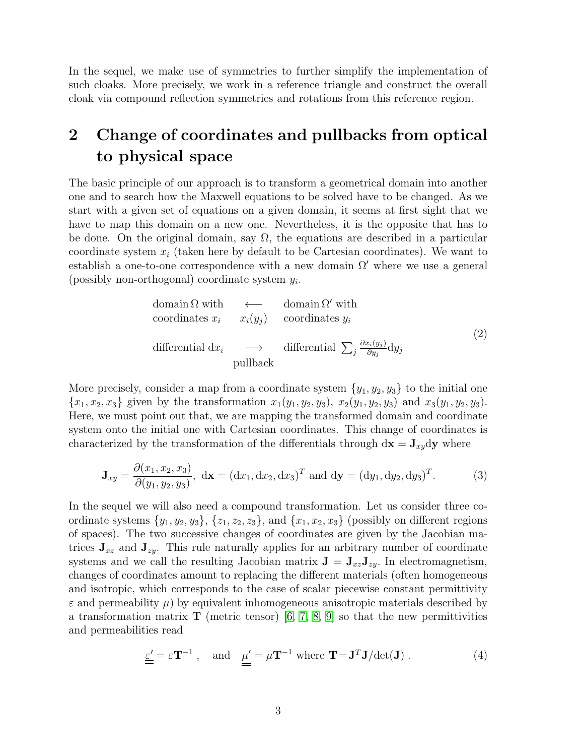In the sequel, we make use of symmetries to further simplify the implementation of such cloaks. More precisely, we work in a reference triangle and construct the overall cloak via compound reflection symmetries and rotations from this reference region.

# 2 Change of coordinates and pullbacks from optical to physical space

The basic principle of our approach is to transform a geometrical domain into another one and to search how the Maxwell equations to be solved have to be changed. As we start with a given set of equations on a given domain, it seems at first sight that we have to map this domain on a new one. Nevertheless, it is the opposite that has to be done. On the original domain, say $\Omega$, the equations are described in a particular coordinate system $x_i$ (taken here by default to be Cartesian coordinates). We want to establish a one-to-one correspondence with a new domain $\Omega'$ where we use a general (possibly non-orthogonal) coordinate system $y_i$.

$$
\begin{array}{ccc}
\text{domain}\,\Omega\text{ with} & \longleftarrow & \text{domain}\,\Omega'\text{ with} \\
\text{coordinates }x_i & x_i(y_j) & \text{coordinates }y_i \\
 & & \\
\text{differential }\mathrm{d}x_i & \longrightarrow & \text{differential }\sum_j \frac{\partial x_i(y_j)}{\partial y_j}\mathrm{d}y_j \\
 & \text{pullback} &
\end{array}
\tag{2}
$$

More precisely, consider a map from a coordinate system $\{y_1, y_2, y_3\}$ to the initial one $\{x_1, x_2, x_3\}$ given by the transformation $x_1(y_1, y_2, y_3)$, $x_2(y_1, y_2, y_3)$ and $x_3(y_1, y_2, y_3)$. Here, we must point out that, we are mapping the transformed domain and coordinate system onto the initial one with Cartesian coordinates. This change of coordinates is characterized by the transformation of the differentials through $\mathrm{d}\mathbf{x} = \mathbf{J}_{xy}\mathrm{d}\mathbf{y}$ where

$$
\mathbf{J}_{xy} = \frac{\partial(x_1, x_2, x_3)}{\partial(y_1, y_2, y_3)},\ \mathrm{d}\mathbf{x} = (\mathrm{d}x_1, \mathrm{d}x_2, \mathrm{d}x_3)^T \text{ and } \mathrm{d}\mathbf{y} = (\mathrm{d}y_1, \mathrm{d}y_2, \mathrm{d}y_3)^T. \tag{3}
$$

In the sequel we will also need a compound transformation. Let us consider three coordinate systems $\{y_1, y_2, y_3\}$, $\{z_1, z_2, z_3\}$, and $\{x_1, x_2, x_3\}$ (possibly on different regions of spaces). The two successive changes of coordinates are given by the Jacobian matrices $\mathbf{J}_{xz}$ and $\mathbf{J}_{zy}$. This rule naturally applies for an arbitrary number of coordinate systems and we call the resulting Jacobian matrix $\mathbf{J} = \mathbf{J}_{xz}\mathbf{J}_{zy}$. In electromagnetism, changes of coordinates amount to replacing the different materials (often homogeneous and isotropic, which corresponds to the case of scalar piecewise constant permittivity $\varepsilon$ and permeability $\mu$) by equivalent inhomogeneous anisotropic materials described by a transformation matrix $\mathbf{T}$ (metric tensor) [6, 7, 8, 9] so that the new permittivities and permeabilities read

$$
\underline{\underline{\varepsilon'}} = \varepsilon \mathbf{T}^{-1}\ , \quad \text{and} \quad \underline{\underline{\mu'}} = \mu \mathbf{T}^{-1} \text{ where } \mathbf{T} = \mathbf{J}^T\mathbf{J}/\det(\mathbf{J})\ . \tag{4}
$$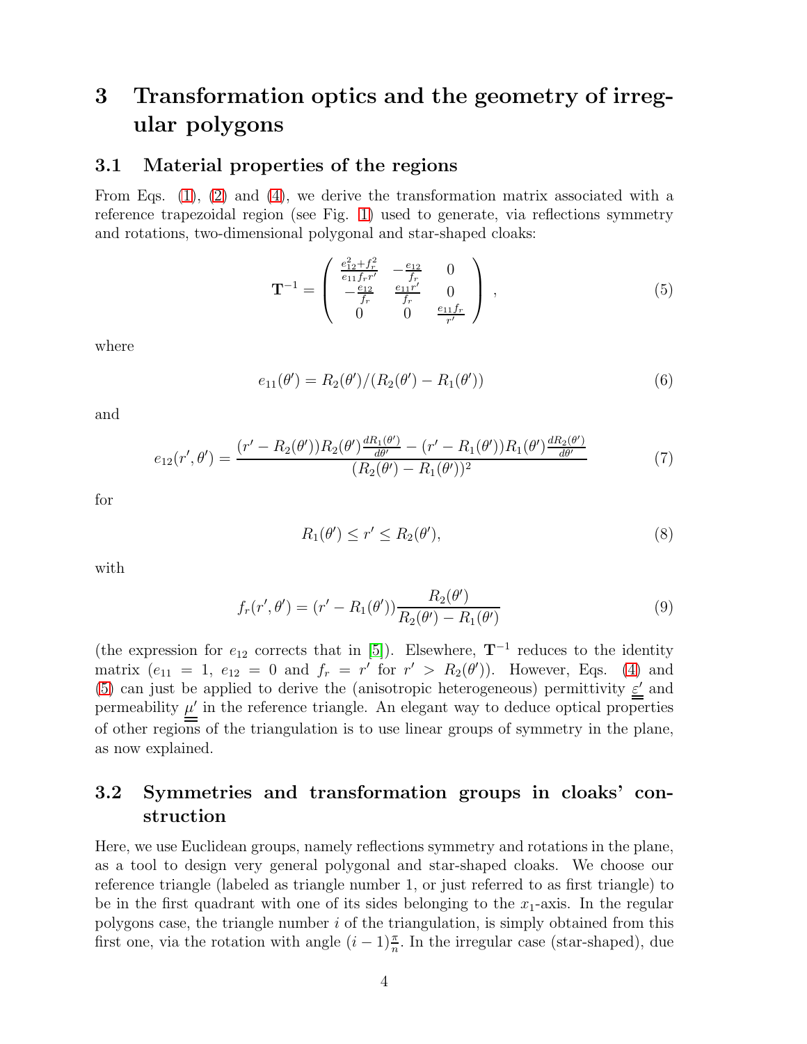## 3 Transformation optics and the geometry of irregular polygons

### 3.1 Material properties of the regions

From Eqs. (1), (2) and (4), we derive the transformation matrix associated with a reference trapezoidal region (see Fig. 1) used to generate, via reflections symmetry and rotations, two-dimensional polygonal and star-shaped cloaks:

$$\mathbf{T}^{-1} = \begin{pmatrix} \frac{e_{12}^2+f_r^2}{e_{11}f_r r'} & -\frac{e_{12}}{f_r} & 0 \\ -\frac{e_{12}}{f_r} & \frac{e_{11}r'}{f_r} & 0 \\ 0 & 0 & \frac{e_{11}f_r}{r'} \end{pmatrix} , \tag{5}$$

where

$$e_{11}(\theta') = R_2(\theta')/(R_2(\theta') - R_1(\theta')) \tag{6}$$

and

$$e_{12}(r', \theta') = \frac{(r' - R_2(\theta'))R_2(\theta')\frac{dR_1(\theta')}{d\theta'} - (r' - R_1(\theta'))R_1(\theta')\frac{dR_2(\theta')}{d\theta'}}{(R_2(\theta') - R_1(\theta'))^2} \tag{7}$$

for

$$R_1(\theta') \leq r' \leq R_2(\theta'), \tag{8}$$

with

$$f_r(r', \theta') = (r' - R_1(\theta'))\frac{R_2(\theta')}{R_2(\theta') - R_1(\theta')} \tag{9}$$

(the expression for $e_{12}$ corrects that in [5]). Elsewhere, $\mathbf{T}^{-1}$ reduces to the identity matrix ($e_{11} = 1$, $e_{12} = 0$ and $f_r = r'$ for $r' > R_2(\theta')$). However, Eqs. (4) and (5) can just be applied to derive the (anisotropic heterogeneous) permittivity $\underline{\underline{\varepsilon}}'$ and permeability $\underline{\underline{\mu}}'$ in the reference triangle. An elegant way to deduce optical properties of other regions of the triangulation is to use linear groups of symmetry in the plane, as now explained.

### 3.2 Symmetries and transformation groups in cloaks' construction

Here, we use Euclidean groups, namely reflections symmetry and rotations in the plane, as a tool to design very general polygonal and star-shaped cloaks. We choose our reference triangle (labeled as triangle number 1, or just referred to as first triangle) to be in the first quadrant with one of its sides belonging to the $x_1$-axis. In the regular polygons case, the triangle number $i$ of the triangulation, is simply obtained from this first one, via the rotation with angle $(i-1)\frac{\pi}{n}$. In the irregular case (star-shaped), due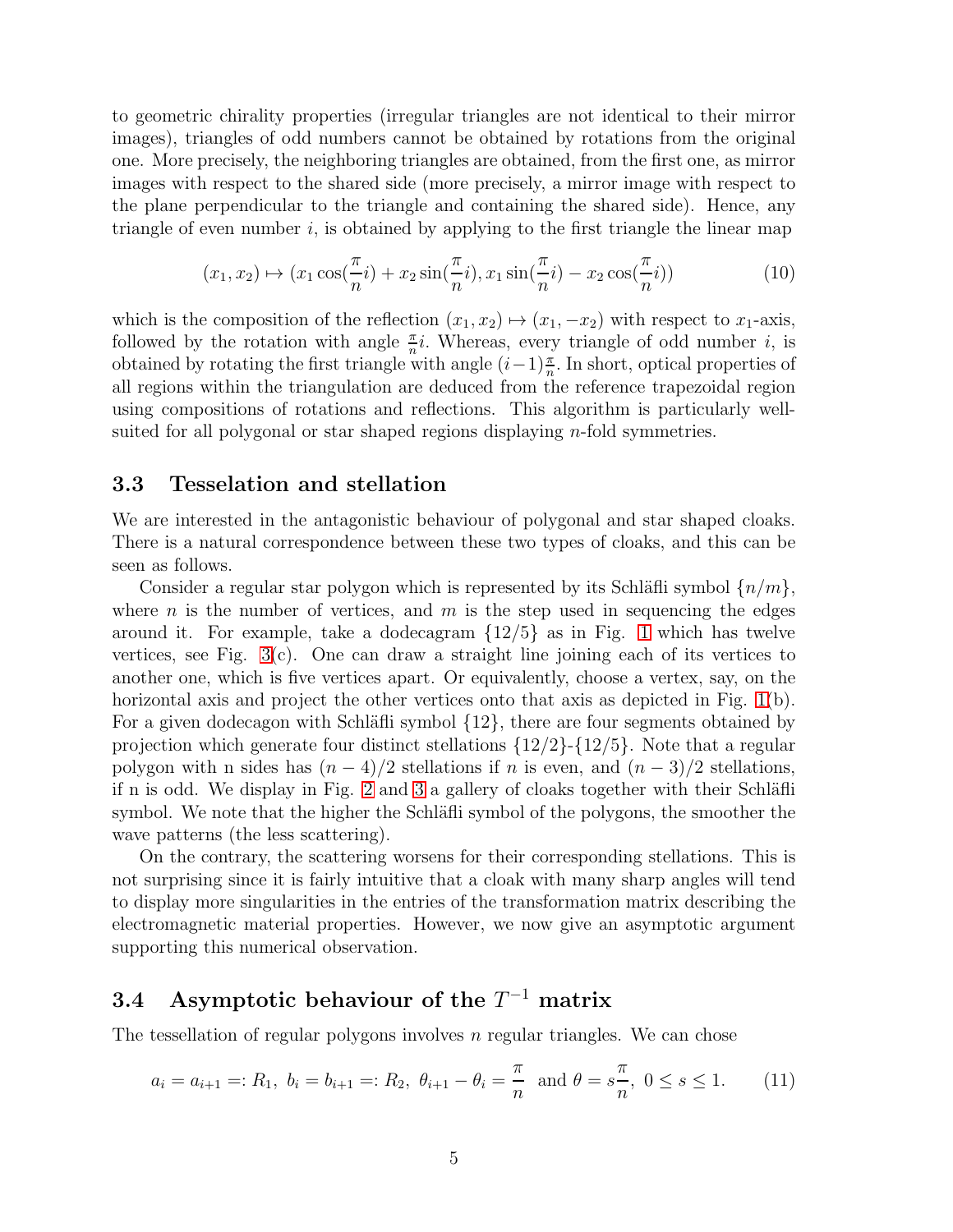to geometric chirality properties (irregular triangles are not identical to their mirror images), triangles of odd numbers cannot be obtained by rotations from the original one. More precisely, the neighboring triangles are obtained, from the first one, as mirror images with respect to the shared side (more precisely, a mirror image with respect to the plane perpendicular to the triangle and containing the shared side). Hence, any triangle of even number $i$, is obtained by applying to the first triangle the linear map

$$(x_1, x_2) \mapsto (x_1 \cos(\frac{\pi}{n} i) + x_2 \sin(\frac{\pi}{n} i), x_1 \sin(\frac{\pi}{n} i) - x_2 \cos(\frac{\pi}{n} i)) \tag{10}$$

which is the composition of the reflection $(x_1, x_2) \mapsto (x_1, -x_2)$ with respect to $x_1$-axis, followed by the rotation with angle $\frac{\pi}{n} i$. Whereas, every triangle of odd number $i$, is obtained by rotating the first triangle with angle $(i-1)\frac{\pi}{n}$. In short, optical properties of all regions within the triangulation are deduced from the reference trapezoidal region using compositions of rotations and reflections. This algorithm is particularly well-suited for all polygonal or star shaped regions displaying $n$-fold symmetries.

### 3.3 Tesselation and stellation

We are interested in the antagonistic behaviour of polygonal and star shaped cloaks. There is a natural correspondence between these two types of cloaks, and this can be seen as follows.

Consider a regular star polygon which is represented by its Schläfli symbol $\{n/m\}$, where $n$ is the number of vertices, and $m$ is the step used in sequencing the edges around it. For example, take a dodecagram $\{12/5\}$ as in Fig. 1 which has twelve vertices, see Fig. 3(c). One can draw a straight line joining each of its vertices to another one, which is five vertices apart. Or equivalently, choose a vertex, say, on the horizontal axis and project the other vertices onto that axis as depicted in Fig. 1(b). For a given dodecagon with Schläfli symbol $\{12\}$, there are four segments obtained by projection which generate four distinct stellations $\{12/2\}$-$\{12/5\}$. Note that a regular polygon with n sides has $(n-4)/2$ stellations if $n$ is even, and $(n-3)/2$ stellations, if n is odd. We display in Fig. 2 and 3 a gallery of cloaks together with their Schläfli symbol. We note that the higher the Schläfli symbol of the polygons, the smoother the wave patterns (the less scattering).

On the contrary, the scattering worsens for their corresponding stellations. This is not surprising since it is fairly intuitive that a cloak with many sharp angles will tend to display more singularities in the entries of the transformation matrix describing the electromagnetic material properties. However, we now give an asymptotic argument supporting this numerical observation.

### 3.4 Asymptotic behaviour of the $T^{-1}$ matrix

The tessellation of regular polygons involves $n$ regular triangles. We can chose

$$a_i = a_{i+1} =: R_1,\ b_i = b_{i+1} =: R_2,\ \theta_{i+1} - \theta_i = \frac{\pi}{n} \ \text{ and } \theta = s\frac{\pi}{n},\ 0 \le s \le 1. \tag{11}$$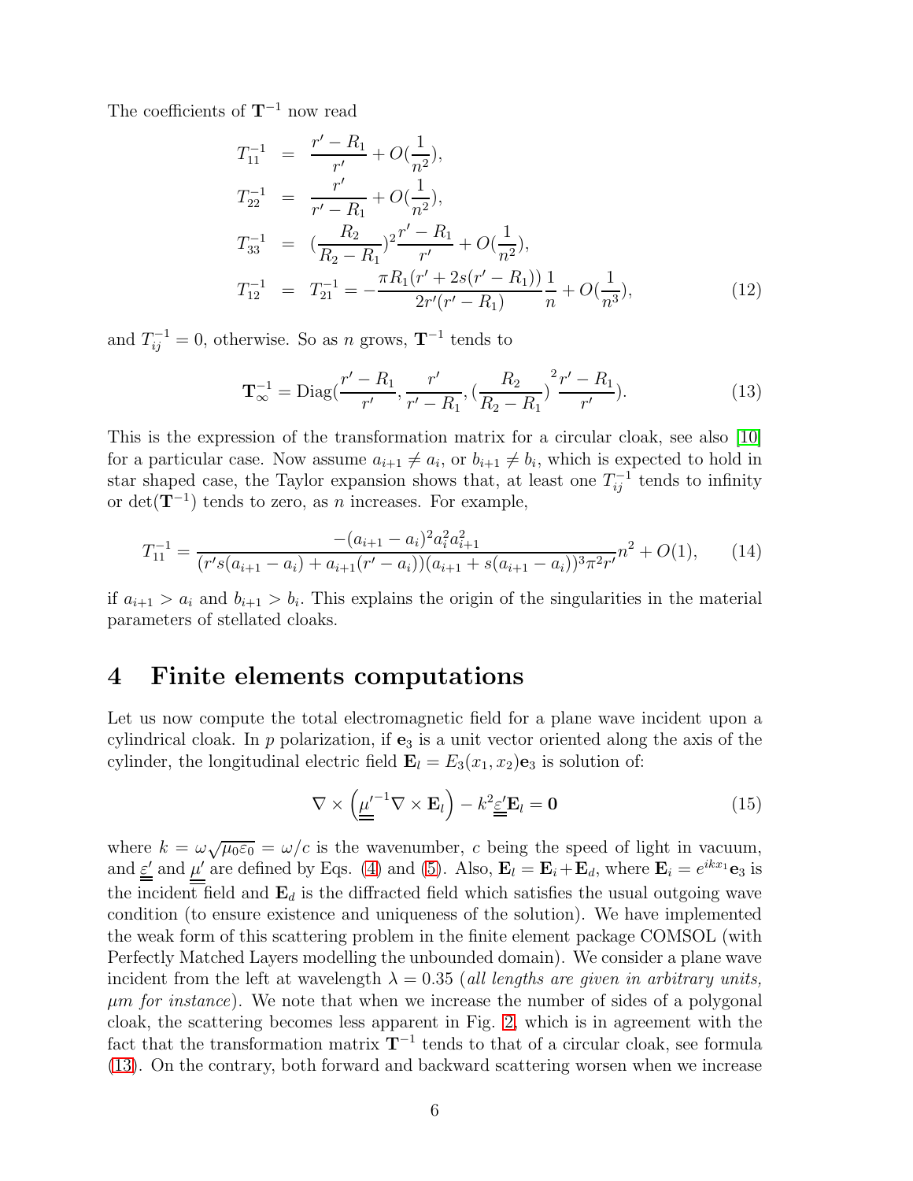The coefficients of $\mathbf{T}^{-1}$ now read

$$
\begin{aligned}
T^{-1}_{11} &= \frac{r' - R_1}{r'} + O(\frac{1}{n^2}), \\
T^{-1}_{22} &= \frac{r'}{r' - R_1} + O(\frac{1}{n^2}), \\
T^{-1}_{33} &= (\frac{R_2}{R_2 - R_1})^2 \frac{r' - R_1}{r'} + O(\frac{1}{n^2}), \\
T^{-1}_{12} &= T^{-1}_{21} = -\frac{\pi R_1 (r' + 2s(r' - R_1))}{2r'(r' - R_1)} \frac{1}{n} + O(\frac{1}{n^3}),
\end{aligned}
\tag{12}
$$

and $T^{-1}_{ij} = 0$, otherwise. So as $n$ grows, $\mathbf{T}^{-1}$ tends to

$$
\mathbf{T}^{-1}_{\infty} = \text{Diag}(\frac{r' - R_1}{r'}, \frac{r'}{r' - R_1}, (\frac{R_2}{R_2 - R_1})^2 \frac{r' - R_1}{r'}). \tag{13}
$$

This is the expression of the transformation matrix for a circular cloak, see also [10] for a particular case. Now assume $a_{i+1} \neq a_i$, or $b_{i+1} \neq b_i$, which is expected to hold in star shaped case, the Taylor expansion shows that, at least one $T^{-1}_{ij}$ tends to infinity or $\det(\mathbf{T}^{-1})$ tends to zero, as $n$ increases. For example,

$$
T^{-1}_{11} = \frac{-(a_{i+1} - a_i)^2 a_i^2 a_{i+1}^2}{(r's(a_{i+1} - a_i) + a_{i+1}(r' - a_i))(a_{i+1} + s(a_{i+1} - a_i))^3 \pi^2 r'} n^2 + O(1), \tag{14}
$$

if $a_{i+1} > a_i$ and $b_{i+1} > b_i$. This explains the origin of the singularities in the material parameters of stellated cloaks.

# 4 Finite elements computations

Let us now compute the total electromagnetic field for a plane wave incident upon a cylindrical cloak. In $p$ polarization, if $\mathbf{e}_3$ is a unit vector oriented along the axis of the cylinder, the longitudinal electric field $\mathbf{E}_l = E_3(x_1, x_2)\mathbf{e}_3$ is solution of:

$$
\nabla \times \left( \underline{\underline{\mu}}'^{-1} \nabla \times \mathbf{E}_l \right) - k^2 \underline{\underline{\varepsilon}}' \mathbf{E}_l = \mathbf{0} \tag{15}
$$

where $k = \omega\sqrt{\mu_0 \varepsilon_0} = \omega / c$ is the wavenumber, $c$ being the speed of light in vacuum, and $\underline{\underline{\varepsilon}}'$ and $\underline{\underline{\mu}}'$ are defined by Eqs. (4) and (5). Also, $\mathbf{E}_l = \mathbf{E}_i + \mathbf{E}_d$, where $\mathbf{E}_i = e^{ikx_1}\mathbf{e}_3$ is the incident field and $\mathbf{E}_d$ is the diffracted field which satisfies the usual outgoing wave condition (to ensure existence and uniqueness of the solution). We have implemented the weak form of this scattering problem in the finite element package COMSOL (with Perfectly Matched Layers modelling the unbounded domain). We consider a plane wave incident from the left at wavelength $\lambda = 0.35$ (*all lengths are given in arbitrary units, $\mu m$ for instance*). We note that when we increase the number of sides of a polygonal cloak, the scattering becomes less apparent in Fig. 2, which is in agreement with the fact that the transformation matrix $\mathbf{T}^{-1}$ tends to that of a circular cloak, see formula (13). On the contrary, both forward and backward scattering worsen when we increase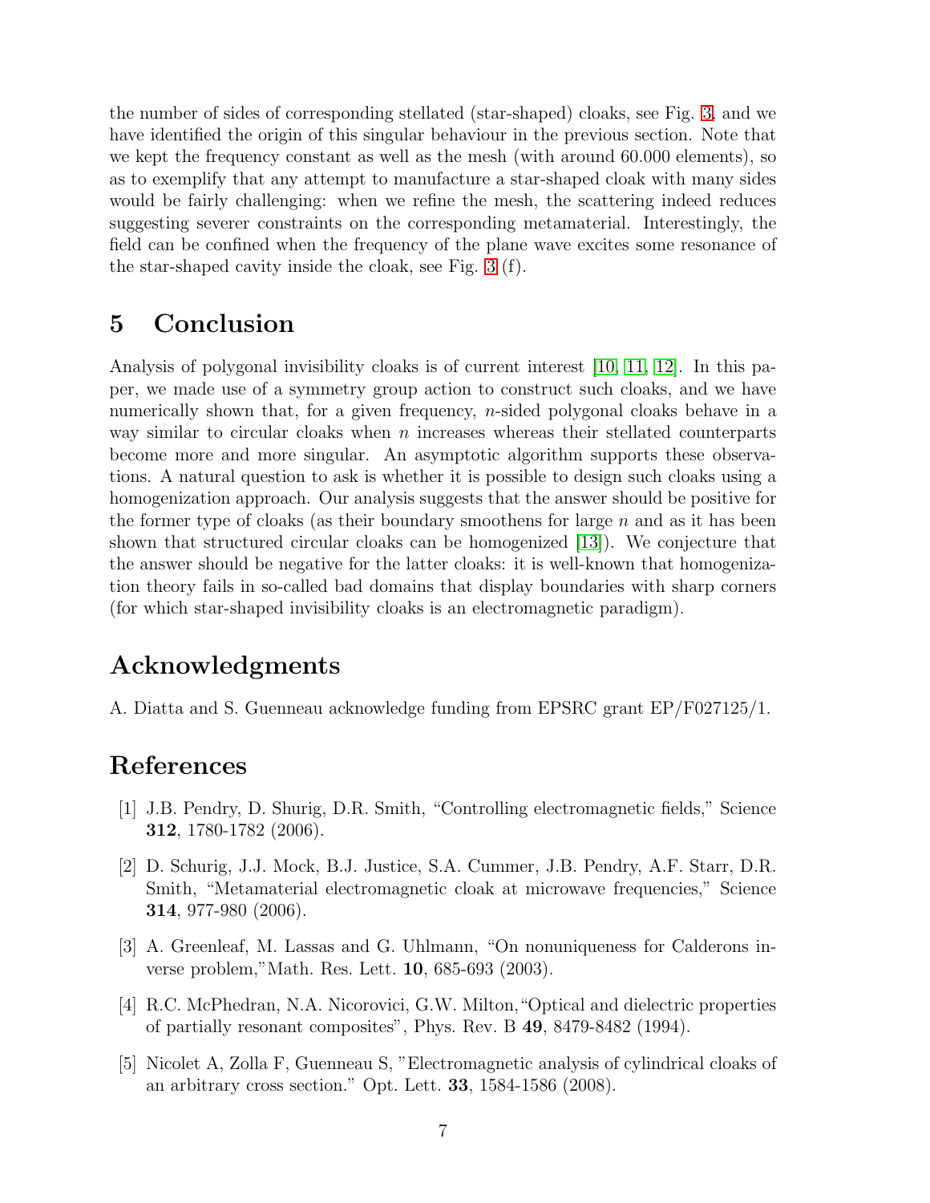the number of sides of corresponding stellated (star-shaped) cloaks, see Fig. 3, and we have identified the origin of this singular behaviour in the previous section. Note that we kept the frequency constant as well as the mesh (with around 60.000 elements), so as to exemplify that any attempt to manufacture a star-shaped cloak with many sides would be fairly challenging: when we refine the mesh, the scattering indeed reduces suggesting severer constraints on the corresponding metamaterial. Interestingly, the field can be confined when the frequency of the plane wave excites some resonance of the star-shaped cavity inside the cloak, see Fig. 3 (f).

## 5 Conclusion

Analysis of polygonal invisibility cloaks is of current interest [10, 11, 12]. In this paper, we made use of a symmetry group action to construct such cloaks, and we have numerically shown that, for a given frequency, $n$-sided polygonal cloaks behave in a way similar to circular cloaks when $n$ increases whereas their stellated counterparts become more and more singular. An asymptotic algorithm supports these observations. A natural question to ask is whether it is possible to design such cloaks using a homogenization approach. Our analysis suggests that the answer should be positive for the former type of cloaks (as their boundary smoothens for large $n$ and as it has been shown that structured circular cloaks can be homogenized [13]). We conjecture that the answer should be negative for the latter cloaks: it is well-known that homogenization theory fails in so-called bad domains that display boundaries with sharp corners (for which star-shaped invisibility cloaks is an electromagnetic paradigm).

## Acknowledgments

A. Diatta and S. Guenneau acknowledge funding from EPSRC grant EP/F027125/1.

## References

[1] J.B. Pendry, D. Shurig, D.R. Smith, "Controlling electromagnetic fields," Science **312**, 1780-1782 (2006).

[2] D. Schurig, J.J. Mock, B.J. Justice, S.A. Cummer, J.B. Pendry, A.F. Starr, D.R. Smith, "Metamaterial electromagnetic cloak at microwave frequencies," Science **314**, 977-980 (2006).

[3] A. Greenleaf, M. Lassas and G. Uhlmann, "On nonuniqueness for Calderons inverse problem,"Math. Res. Lett. **10**, 685-693 (2003).

[4] R.C. McPhedran, N.A. Nicorovici, G.W. Milton,"Optical and dielectric properties of partially resonant composites", Phys. Rev. B **49**, 8479-8482 (1994).

[5] Nicolet A, Zolla F, Guenneau S, "Electromagnetic analysis of cylindrical cloaks of an arbitrary cross section." Opt. Lett. **33**, 1584-1586 (2008).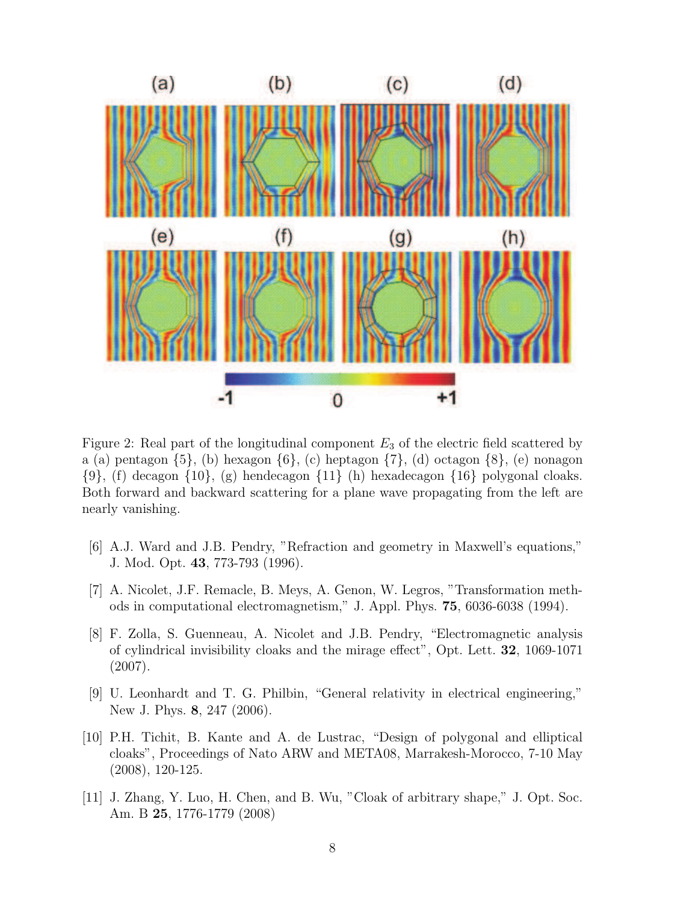Figure 2: Real part of the longitudinal component $E_3$ of the electric field scattered by a (a) pentagon {5}, (b) hexagon {6}, (c) heptagon {7}, (d) octagon {8}, (e) nonagon {9}, (f) decagon {10}, (g) hendecagon {11} (h) hexadecagon {16} polygonal cloaks. Both forward and backward scattering for a plane wave propagating from the left are nearly vanishing.

[6] A.J. Ward and J.B. Pendry, "Refraction and geometry in Maxwell's equations," J. Mod. Opt. **43**, 773-793 (1996).

[7] A. Nicolet, J.F. Remacle, B. Meys, A. Genon, W. Legros, "Transformation methods in computational electromagnetism," J. Appl. Phys. **75**, 6036-6038 (1994).

[8] F. Zolla, S. Guenneau, A. Nicolet and J.B. Pendry, "Electromagnetic analysis of cylindrical invisibility cloaks and the mirage effect", Opt. Lett. **32**, 1069-1071 (2007).

[9] U. Leonhardt and T. G. Philbin, "General relativity in electrical engineering," New J. Phys. **8**, 247 (2006).

[10] P.H. Tichit, B. Kante and A. de Lustrac, "Design of polygonal and elliptical cloaks", Proceedings of Nato ARW and META08, Marrakesh-Morocco, 7-10 May (2008), 120-125.

[11] J. Zhang, Y. Luo, H. Chen, and B. Wu, "Cloak of arbitrary shape," J. Opt. Soc. Am. B **25**, 1776-1779 (2008)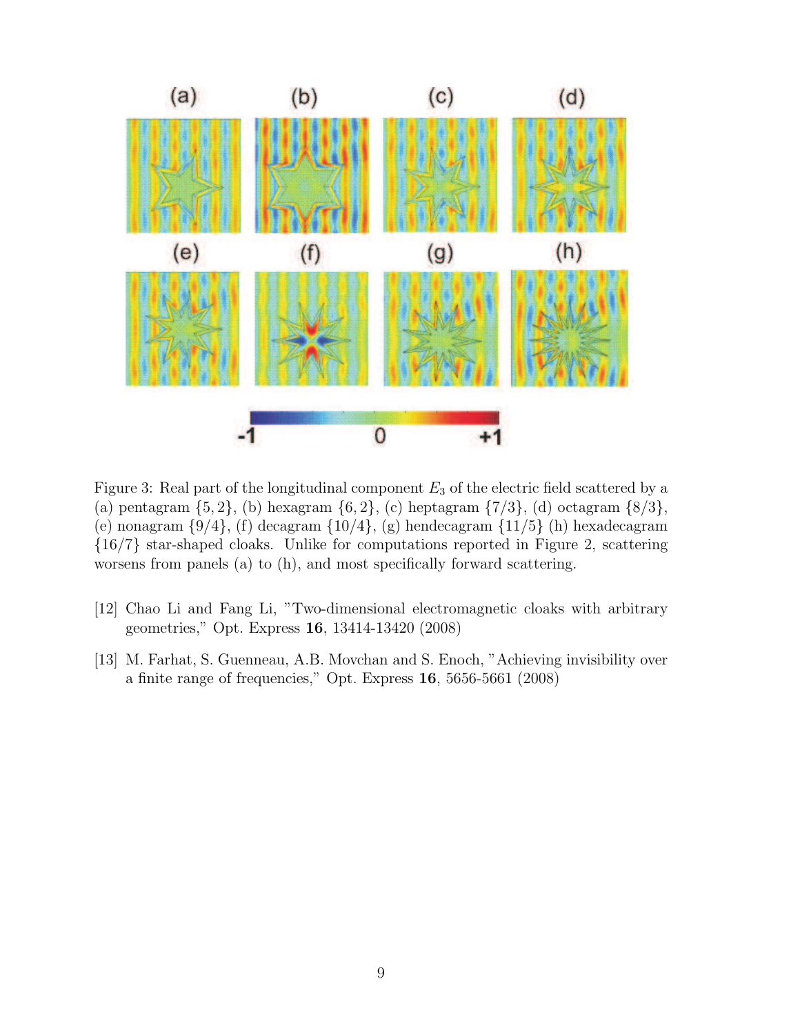(a) (b) (c) (d)

(e) (f) (g) (h)

-1 0 +1

Figure 3: Real part of the longitudinal component $E_3$ of the electric field scattered by a (a) pentagram $\{5, 2\}$, (b) hexagram $\{6, 2\}$, (c) heptagram $\{7/3\}$, (d) octagram $\{8/3\}$, (e) nonagram $\{9/4\}$, (f) decagram $\{10/4\}$, (g) hendecagram $\{11/5\}$ (h) hexadecagram $\{16/7\}$ star-shaped cloaks. Unlike for computations reported in Figure 2, scattering worsens from panels (a) to (h), and most specifically forward scattering.

[12] Chao Li and Fang Li, "Two-dimensional electromagnetic cloaks with arbitrary geometries," Opt. Express **16**, 13414-13420 (2008)

[13] M. Farhat, S. Guenneau, A.B. Movchan and S. Enoch, "Achieving invisibility over a finite range of frequencies," Opt. Express **16**, 5656-5661 (2008)